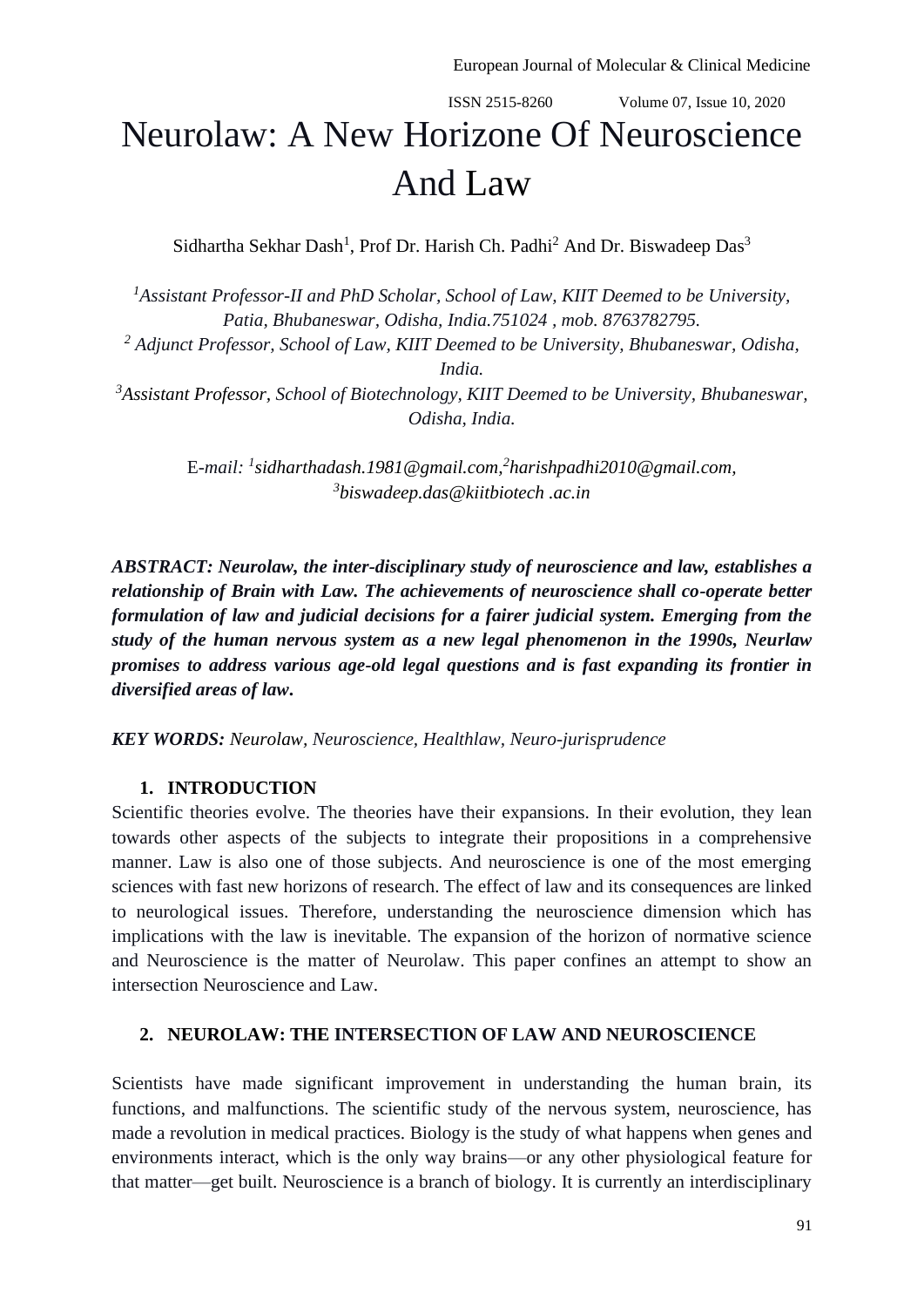# Neurolaw: A New Horizone Of Neuroscience And Law

Sidhartha Sekhar Dash[1], Prof Dr. Harish Ch. Padhi[2] And Dr. Biswadeep Das[3]

[1]*Assistant Professor-II and PhD Scholar, School of Law, KIIT Deemed to be University, Patia, Bhubaneswar, Odisha, India.751024 , mob. 8763782795.*
[2] *Adjunct Professor, School of Law, KIIT Deemed to be University, Bhubaneswar, Odisha, India.*
[3]*Assistant Professor, School of Biotechnology, KIIT Deemed to be University, Bhubaneswar, Odisha, India.*

E-*mail:* [1]*sidharthadash.1981@gmail.com*,[2]*harishpadhi2010@gmail.com*, [3]*biswadeep.das@kiitbiotech .ac.in*

***ABSTRACT: Neurolaw, the inter-disciplinary study of neuroscience and law, establishes a relationship of Brain with Law. The achievements of neuroscience shall co-operate better formulation of law and judicial decisions for a fairer judicial system. Emerging from the study of the human nervous system as a new legal phenomenon in the 1990s, Neurlaw promises to address various age-old legal questions and is fast expanding its frontier in diversified areas of law.***

***KEY WORDS:*** *Neurolaw, Neuroscience, Healthlaw, Neuro-jurisprudence*

## 1. INTRODUCTION

Scientific theories evolve. The theories have their expansions. In their evolution, they lean towards other aspects of the subjects to integrate their propositions in a comprehensive manner. Law is also one of those subjects. And neuroscience is one of the most emerging sciences with fast new horizons of research. The effect of law and its consequences are linked to neurological issues. Therefore, understanding the neuroscience dimension which has implications with the law is inevitable. The expansion of the horizon of normative science and Neuroscience is the matter of Neurolaw. This paper confines an attempt to show an intersection Neuroscience and Law.

## 2. NEUROLAW: THE INTERSECTION OF LAW AND NEUROSCIENCE

Scientists have made significant improvement in understanding the human brain, its functions, and malfunctions. The scientific study of the nervous system, neuroscience, has made a revolution in medical practices. Biology is the study of what happens when genes and environments interact, which is the only way brains—or any other physiological feature for that matter—get built. Neuroscience is a branch of biology. It is currently an interdisciplinary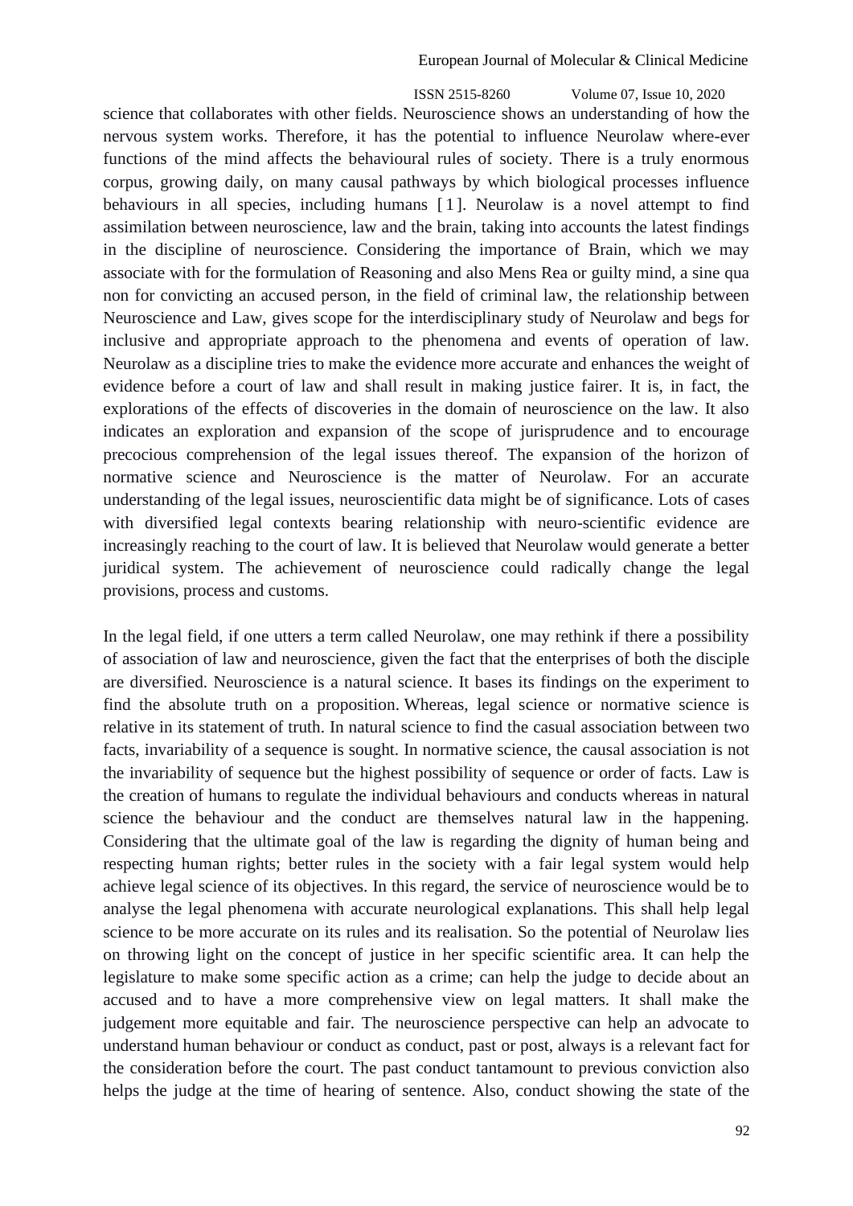science that collaborates with other fields. Neuroscience shows an understanding of how the nervous system works. Therefore, it has the potential to influence Neurolaw where-ever functions of the mind affects the behavioural rules of society. There is a truly enormous corpus, growing daily, on many causal pathways by which biological processes influence behaviours in all species, including humans [1]. Neurolaw is a novel attempt to find assimilation between neuroscience, law and the brain, taking into accounts the latest findings in the discipline of neuroscience. Considering the importance of Brain, which we may associate with for the formulation of Reasoning and also Mens Rea or guilty mind, a sine qua non for convicting an accused person, in the field of criminal law, the relationship between Neuroscience and Law, gives scope for the interdisciplinary study of Neurolaw and begs for inclusive and appropriate approach to the phenomena and events of operation of law. Neurolaw as a discipline tries to make the evidence more accurate and enhances the weight of evidence before a court of law and shall result in making justice fairer. It is, in fact, the explorations of the effects of discoveries in the domain of neuroscience on the law. It also indicates an exploration and expansion of the scope of jurisprudence and to encourage precocious comprehension of the legal issues thereof. The expansion of the horizon of normative science and Neuroscience is the matter of Neurolaw. For an accurate understanding of the legal issues, neuroscientific data might be of significance. Lots of cases with diversified legal contexts bearing relationship with neuro-scientific evidence are increasingly reaching to the court of law. It is believed that Neurolaw would generate a better juridical system. The achievement of neuroscience could radically change the legal provisions, process and customs.

In the legal field, if one utters a term called Neurolaw, one may rethink if there a possibility of association of law and neuroscience, given the fact that the enterprises of both the disciple are diversified. Neuroscience is a natural science. It bases its findings on the experiment to find the absolute truth on a proposition. Whereas, legal science or normative science is relative in its statement of truth. In natural science to find the casual association between two facts, invariability of a sequence is sought. In normative science, the causal association is not the invariability of sequence but the highest possibility of sequence or order of facts. Law is the creation of humans to regulate the individual behaviours and conducts whereas in natural science the behaviour and the conduct are themselves natural law in the happening. Considering that the ultimate goal of the law is regarding the dignity of human being and respecting human rights; better rules in the society with a fair legal system would help achieve legal science of its objectives. In this regard, the service of neuroscience would be to analyse the legal phenomena with accurate neurological explanations. This shall help legal science to be more accurate on its rules and its realisation. So the potential of Neurolaw lies on throwing light on the concept of justice in her specific scientific area. It can help the legislature to make some specific action as a crime; can help the judge to decide about an accused and to have a more comprehensive view on legal matters. It shall make the judgement more equitable and fair. The neuroscience perspective can help an advocate to understand human behaviour or conduct as conduct, past or post, always is a relevant fact for the consideration before the court. The past conduct tantamount to previous conviction also helps the judge at the time of hearing of sentence. Also, conduct showing the state of the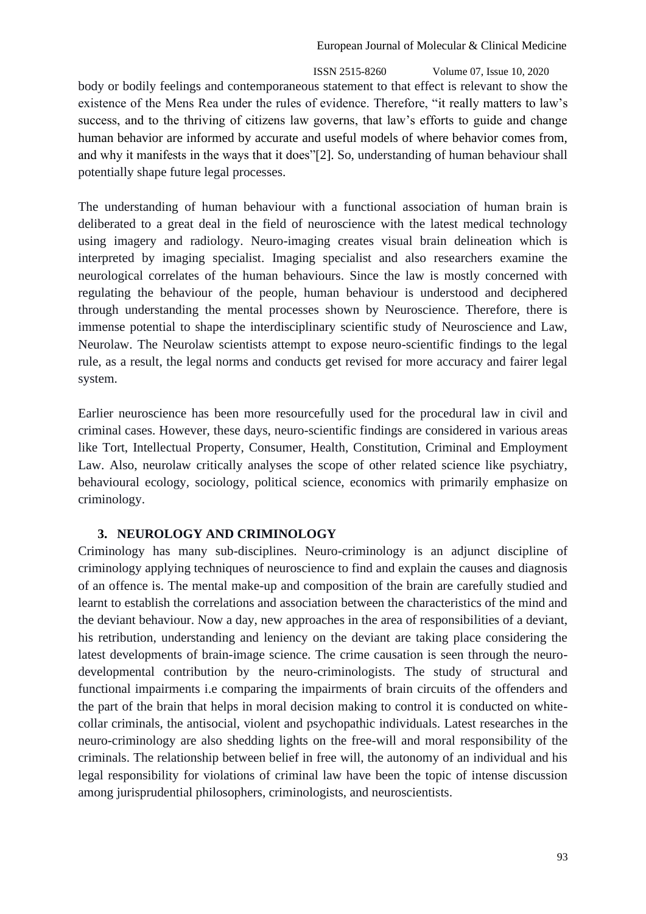body or bodily feelings and contemporaneous statement to that effect is relevant to show the existence of the Mens Rea under the rules of evidence. Therefore, "it really matters to law's success, and to the thriving of citizens law governs, that law's efforts to guide and change human behavior are informed by accurate and useful models of where behavior comes from, and why it manifests in the ways that it does"[2]. So, understanding of human behaviour shall potentially shape future legal processes.

The understanding of human behaviour with a functional association of human brain is deliberated to a great deal in the field of neuroscience with the latest medical technology using imagery and radiology. Neuro-imaging creates visual brain delineation which is interpreted by imaging specialist. Imaging specialist and also researchers examine the neurological correlates of the human behaviours. Since the law is mostly concerned with regulating the behaviour of the people, human behaviour is understood and deciphered through understanding the mental processes shown by Neuroscience. Therefore, there is immense potential to shape the interdisciplinary scientific study of Neuroscience and Law, Neurolaw. The Neurolaw scientists attempt to expose neuro-scientific findings to the legal rule, as a result, the legal norms and conducts get revised for more accuracy and fairer legal system.

Earlier neuroscience has been more resourcefully used for the procedural law in civil and criminal cases. However, these days, neuro-scientific findings are considered in various areas like Tort, Intellectual Property, Consumer, Health, Constitution, Criminal and Employment Law. Also, neurolaw critically analyses the scope of other related science like psychiatry, behavioural ecology, sociology, political science, economics with primarily emphasize on criminology.

## 3. NEUROLOGY AND CRIMINOLOGY

Criminology has many sub-disciplines. Neuro-criminology is an adjunct discipline of criminology applying techniques of neuroscience to find and explain the causes and diagnosis of an offence is. The mental make-up and composition of the brain are carefully studied and learnt to establish the correlations and association between the characteristics of the mind and the deviant behaviour. Now a day, new approaches in the area of responsibilities of a deviant, his retribution, understanding and leniency on the deviant are taking place considering the latest developments of brain-image science. The crime causation is seen through the neuro-developmental contribution by the neuro-criminologists. The study of structural and functional impairments i.e comparing the impairments of brain circuits of the offenders and the part of the brain that helps in moral decision making to control it is conducted on white-collar criminals, the antisocial, violent and psychopathic individuals. Latest researches in the neuro-criminology are also shedding lights on the free-will and moral responsibility of the criminals. The relationship between belief in free will, the autonomy of an individual and his legal responsibility for violations of criminal law have been the topic of intense discussion among jurisprudential philosophers, criminologists, and neuroscientists.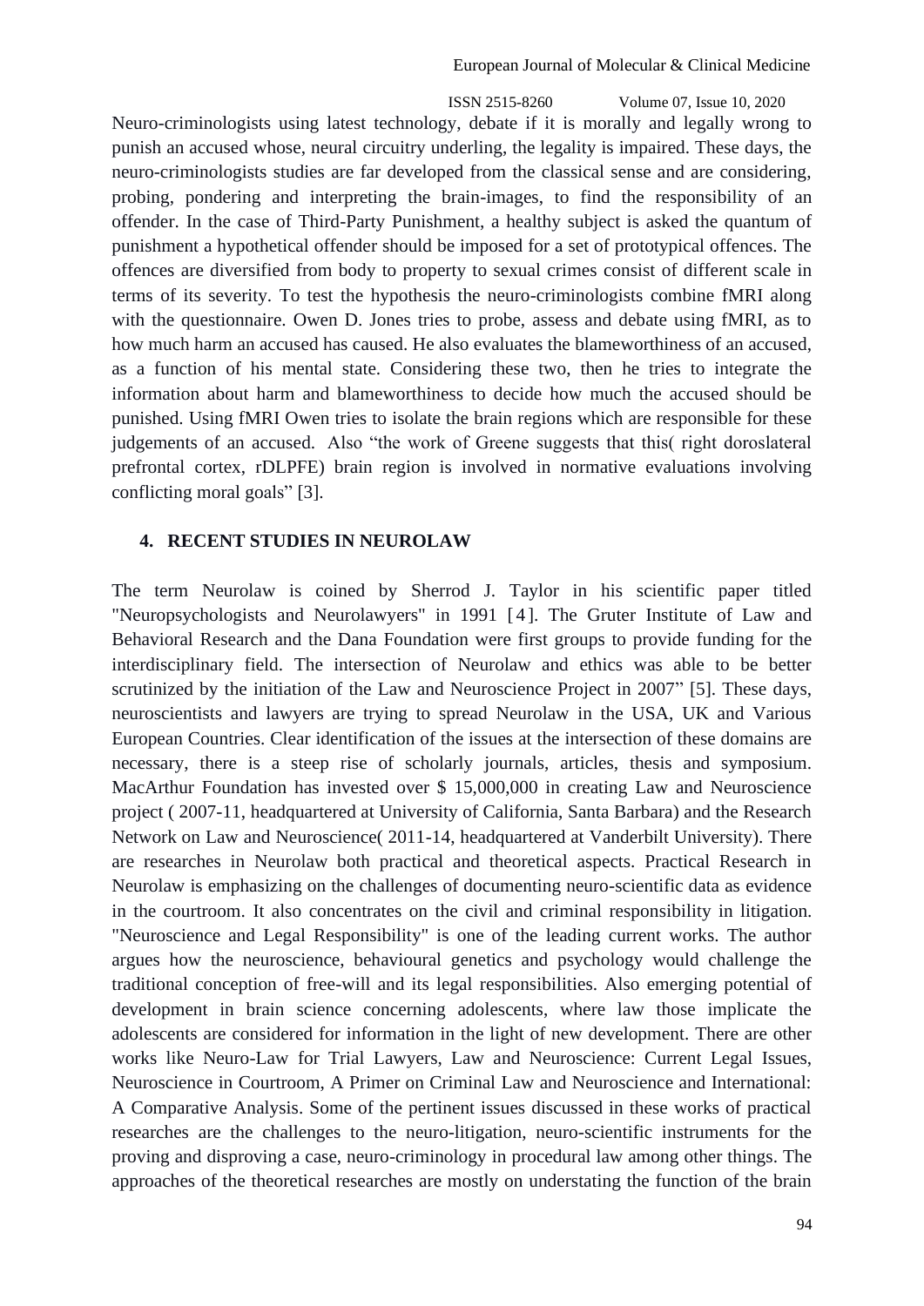Neuro-criminologists using latest technology, debate if it is morally and legally wrong to punish an accused whose, neural circuitry underling, the legality is impaired. These days, the neuro-criminologists studies are far developed from the classical sense and are considering, probing, pondering and interpreting the brain-images, to find the responsibility of an offender. In the case of Third-Party Punishment, a healthy subject is asked the quantum of punishment a hypothetical offender should be imposed for a set of prototypical offences. The offences are diversified from body to property to sexual crimes consist of different scale in terms of its severity. To test the hypothesis the neuro-criminologists combine fMRI along with the questionnaire. Owen D. Jones tries to probe, assess and debate using fMRI, as to how much harm an accused has caused. He also evaluates the blameworthiness of an accused, as a function of his mental state. Considering these two, then he tries to integrate the information about harm and blameworthiness to decide how much the accused should be punished. Using fMRI Owen tries to isolate the brain regions which are responsible for these judgements of an accused. Also "the work of Greene suggests that this( right doroslateral prefrontal cortex, rDLPFE) brain region is involved in normative evaluations involving conflicting moral goals" [3].

## 4. RECENT STUDIES IN NEUROLAW

The term Neurolaw is coined by Sherrod J. Taylor in his scientific paper titled "Neuropsychologists and Neurolawyers" in 1991 [4]. The Gruter Institute of Law and Behavioral Research and the Dana Foundation were first groups to provide funding for the interdisciplinary field. The intersection of Neurolaw and ethics was able to be better scrutinized by the initiation of the Law and Neuroscience Project in 2007" [5]. These days, neuroscientists and lawyers are trying to spread Neurolaw in the USA, UK and Various European Countries. Clear identification of the issues at the intersection of these domains are necessary, there is a steep rise of scholarly journals, articles, thesis and symposium. MacArthur Foundation has invested over $ 15,000,000 in creating Law and Neuroscience project ( 2007-11, headquartered at University of California, Santa Barbara) and the Research Network on Law and Neuroscience( 2011-14, headquartered at Vanderbilt University). There are researches in Neurolaw both practical and theoretical aspects. Practical Research in Neurolaw is emphasizing on the challenges of documenting neuro-scientific data as evidence in the courtroom. It also concentrates on the civil and criminal responsibility in litigation. "Neuroscience and Legal Responsibility" is one of the leading current works. The author argues how the neuroscience, behavioural genetics and psychology would challenge the traditional conception of free-will and its legal responsibilities. Also emerging potential of development in brain science concerning adolescents, where law those implicate the adolescents are considered for information in the light of new development. There are other works like Neuro-Law for Trial Lawyers, Law and Neuroscience: Current Legal Issues, Neuroscience in Courtroom, A Primer on Criminal Law and Neuroscience and International: A Comparative Analysis. Some of the pertinent issues discussed in these works of practical researches are the challenges to the neuro-litigation, neuro-scientific instruments for the proving and disproving a case, neuro-criminology in procedural law among other things. The approaches of the theoretical researches are mostly on understating the function of the brain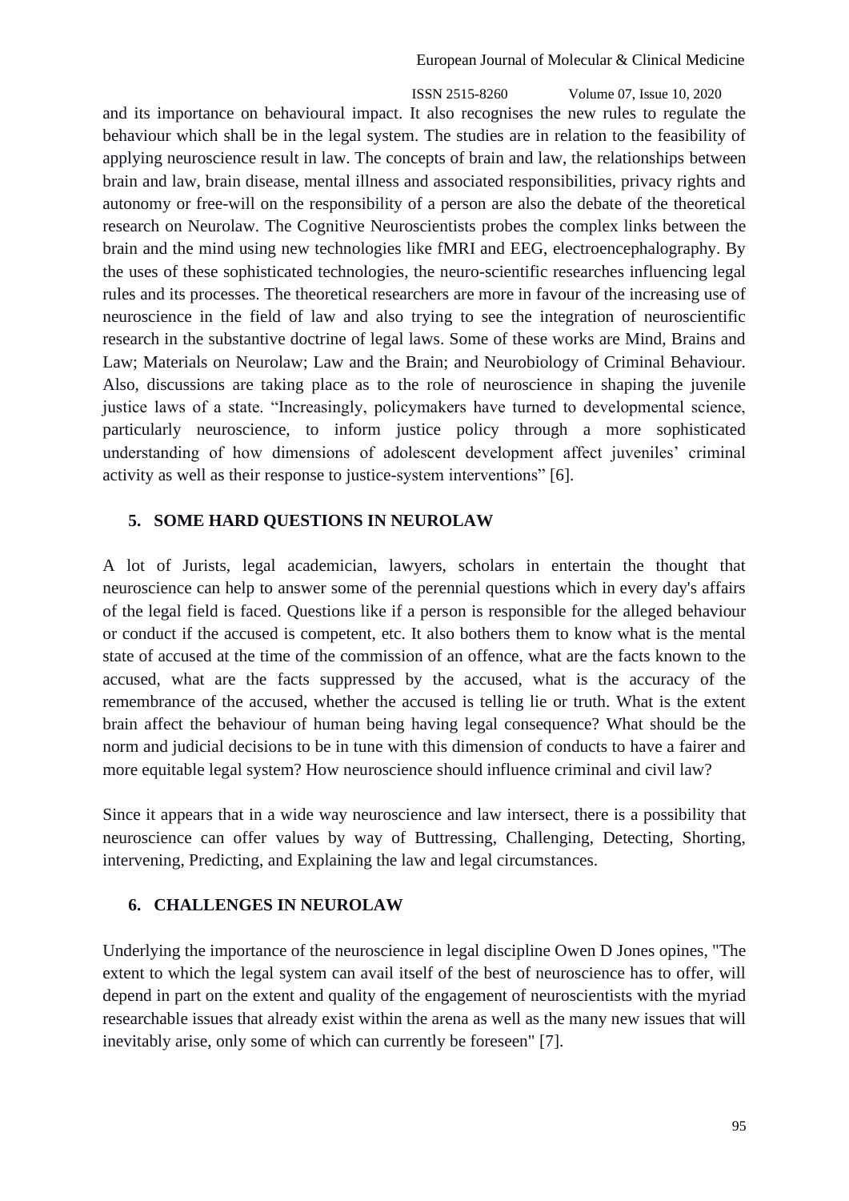and its importance on behavioural impact. It also recognises the new rules to regulate the behaviour which shall be in the legal system. The studies are in relation to the feasibility of applying neuroscience result in law. The concepts of brain and law, the relationships between brain and law, brain disease, mental illness and associated responsibilities, privacy rights and autonomy or free-will on the responsibility of a person are also the debate of the theoretical research on Neurolaw. The Cognitive Neuroscientists probes the complex links between the brain and the mind using new technologies like fMRI and EEG, electroencephalography. By the uses of these sophisticated technologies, the neuro-scientific researches influencing legal rules and its processes. The theoretical researchers are more in favour of the increasing use of neuroscience in the field of law and also trying to see the integration of neuroscientific research in the substantive doctrine of legal laws. Some of these works are Mind, Brains and Law; Materials on Neurolaw; Law and the Brain; and Neurobiology of Criminal Behaviour. Also, discussions are taking place as to the role of neuroscience in shaping the juvenile justice laws of a state. "Increasingly, policymakers have turned to developmental science, particularly neuroscience, to inform justice policy through a more sophisticated understanding of how dimensions of adolescent development affect juveniles' criminal activity as well as their response to justice-system interventions" [6].

## 5. SOME HARD QUESTIONS IN NEUROLAW

A lot of Jurists, legal academician, lawyers, scholars in entertain the thought that neuroscience can help to answer some of the perennial questions which in every day's affairs of the legal field is faced. Questions like if a person is responsible for the alleged behaviour or conduct if the accused is competent, etc. It also bothers them to know what is the mental state of accused at the time of the commission of an offence, what are the facts known to the accused, what are the facts suppressed by the accused, what is the accuracy of the remembrance of the accused, whether the accused is telling lie or truth. What is the extent brain affect the behaviour of human being having legal consequence? What should be the norm and judicial decisions to be in tune with this dimension of conducts to have a fairer and more equitable legal system? How neuroscience should influence criminal and civil law?

Since it appears that in a wide way neuroscience and law intersect, there is a possibility that neuroscience can offer values by way of Buttressing, Challenging, Detecting, Shorting, intervening, Predicting, and Explaining the law and legal circumstances.

## 6. CHALLENGES IN NEUROLAW

Underlying the importance of the neuroscience in legal discipline Owen D Jones opines, "The extent to which the legal system can avail itself of the best of neuroscience has to offer, will depend in part on the extent and quality of the engagement of neuroscientists with the myriad researchable issues that already exist within the arena as well as the many new issues that will inevitably arise, only some of which can currently be foreseen" [7].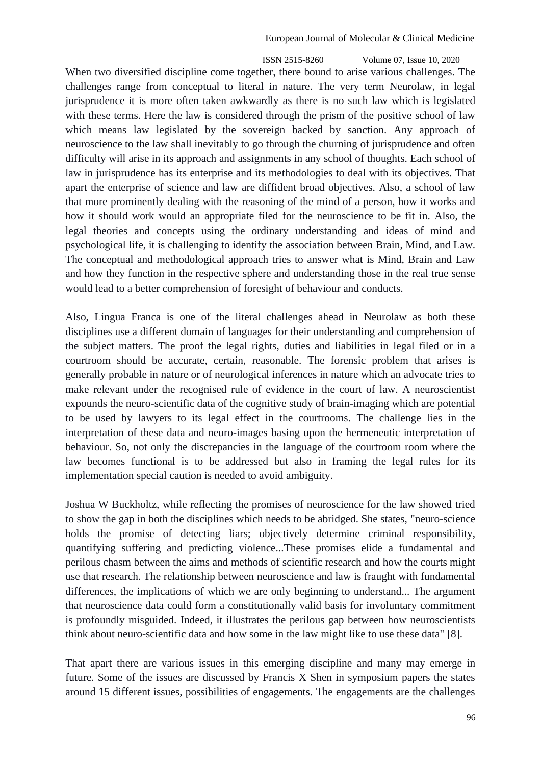When two diversified discipline come together, there bound to arise various challenges. The challenges range from conceptual to literal in nature. The very term Neurolaw, in legal jurisprudence it is more often taken awkwardly as there is no such law which is legislated with these terms. Here the law is considered through the prism of the positive school of law which means law legislated by the sovereign backed by sanction. Any approach of neuroscience to the law shall inevitably to go through the churning of jurisprudence and often difficulty will arise in its approach and assignments in any school of thoughts. Each school of law in jurisprudence has its enterprise and its methodologies to deal with its objectives. That apart the enterprise of science and law are diffident broad objectives. Also, a school of law that more prominently dealing with the reasoning of the mind of a person, how it works and how it should work would an appropriate filed for the neuroscience to be fit in. Also, the legal theories and concepts using the ordinary understanding and ideas of mind and psychological life, it is challenging to identify the association between Brain, Mind, and Law. The conceptual and methodological approach tries to answer what is Mind, Brain and Law and how they function in the respective sphere and understanding those in the real true sense would lead to a better comprehension of foresight of behaviour and conducts.

Also, Lingua Franca is one of the literal challenges ahead in Neurolaw as both these disciplines use a different domain of languages for their understanding and comprehension of the subject matters. The proof the legal rights, duties and liabilities in legal filed or in a courtroom should be accurate, certain, reasonable. The forensic problem that arises is generally probable in nature or of neurological inferences in nature which an advocate tries to make relevant under the recognised rule of evidence in the court of law. A neuroscientist expounds the neuro-scientific data of the cognitive study of brain-imaging which are potential to be used by lawyers to its legal effect in the courtrooms. The challenge lies in the interpretation of these data and neuro-images basing upon the hermeneutic interpretation of behaviour. So, not only the discrepancies in the language of the courtroom room where the law becomes functional is to be addressed but also in framing the legal rules for its implementation special caution is needed to avoid ambiguity.

Joshua W Buckholtz, while reflecting the promises of neuroscience for the law showed tried to show the gap in both the disciplines which needs to be abridged. She states, "neuro-science holds the promise of detecting liars; objectively determine criminal responsibility, quantifying suffering and predicting violence...These promises elide a fundamental and perilous chasm between the aims and methods of scientific research and how the courts might use that research. The relationship between neuroscience and law is fraught with fundamental differences, the implications of which we are only beginning to understand... The argument that neuroscience data could form a constitutionally valid basis for involuntary commitment is profoundly misguided. Indeed, it illustrates the perilous gap between how neuroscientists think about neuro-scientific data and how some in the law might like to use these data" [8].

That apart there are various issues in this emerging discipline and many may emerge in future. Some of the issues are discussed by Francis X Shen in symposium papers the states around 15 different issues, possibilities of engagements. The engagements are the challenges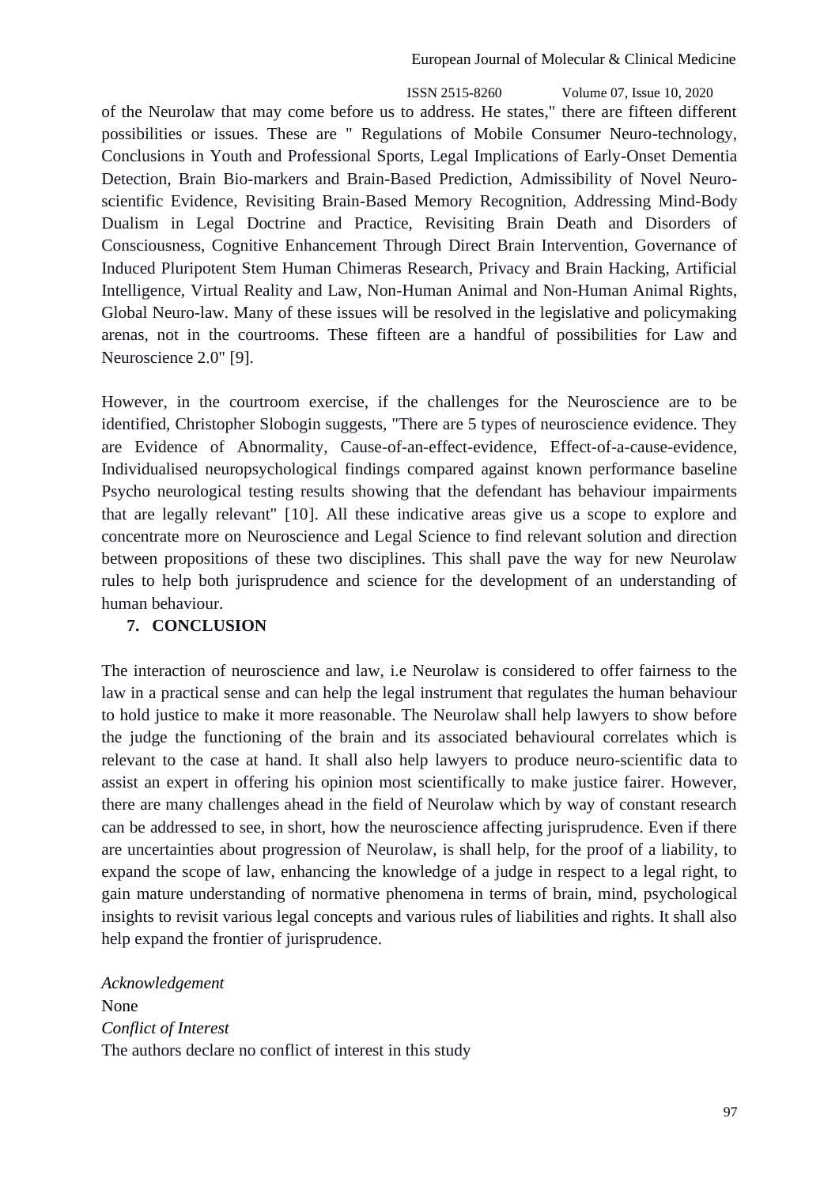of the Neurolaw that may come before us to address. He states," there are fifteen different possibilities or issues. These are " Regulations of Mobile Consumer Neuro-technology, Conclusions in Youth and Professional Sports, Legal Implications of Early-Onset Dementia Detection, Brain Bio-markers and Brain-Based Prediction, Admissibility of Novel Neuro-scientific Evidence, Revisiting Brain-Based Memory Recognition, Addressing Mind-Body Dualism in Legal Doctrine and Practice, Revisiting Brain Death and Disorders of Consciousness, Cognitive Enhancement Through Direct Brain Intervention, Governance of Induced Pluripotent Stem Human Chimeras Research, Privacy and Brain Hacking, Artificial Intelligence, Virtual Reality and Law, Non-Human Animal and Non-Human Animal Rights, Global Neuro-law. Many of these issues will be resolved in the legislative and policymaking arenas, not in the courtrooms. These fifteen are a handful of possibilities for Law and Neuroscience 2.0" [9].

However, in the courtroom exercise, if the challenges for the Neuroscience are to be identified, Christopher Slobogin suggests, "There are 5 types of neuroscience evidence. They are Evidence of Abnormality, Cause-of-an-effect-evidence, Effect-of-a-cause-evidence, Individualised neuropsychological findings compared against known performance baseline Psycho neurological testing results showing that the defendant has behaviour impairments that are legally relevant" [10]. All these indicative areas give us a scope to explore and concentrate more on Neuroscience and Legal Science to find relevant solution and direction between propositions of these two disciplines. This shall pave the way for new Neurolaw rules to help both jurisprudence and science for the development of an understanding of human behaviour.

## 7. CONCLUSION

The interaction of neuroscience and law, i.e Neurolaw is considered to offer fairness to the law in a practical sense and can help the legal instrument that regulates the human behaviour to hold justice to make it more reasonable. The Neurolaw shall help lawyers to show before the judge the functioning of the brain and its associated behavioural correlates which is relevant to the case at hand. It shall also help lawyers to produce neuro-scientific data to assist an expert in offering his opinion most scientifically to make justice fairer. However, there are many challenges ahead in the field of Neurolaw which by way of constant research can be addressed to see, in short, how the neuroscience affecting jurisprudence. Even if there are uncertainties about progression of Neurolaw, is shall help, for the proof of a liability, to expand the scope of law, enhancing the knowledge of a judge in respect to a legal right, to gain mature understanding of normative phenomena in terms of brain, mind, psychological insights to revisit various legal concepts and various rules of liabilities and rights. It shall also help expand the frontier of jurisprudence.

*Acknowledgement*

None

*Conflict of Interest*

The authors declare no conflict of interest in this study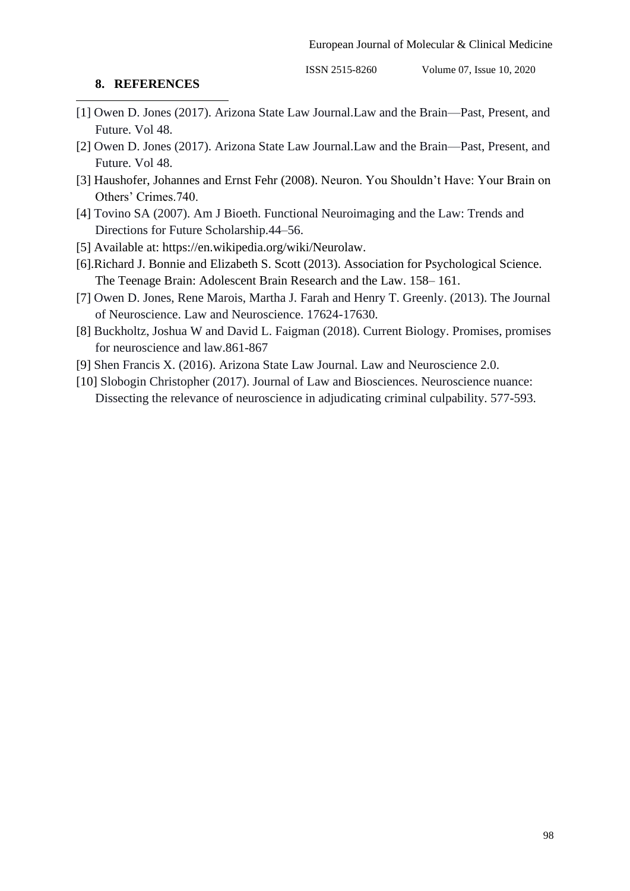## 8. REFERENCES

[1] Owen D. Jones (2017). Arizona State Law Journal.Law and the Brain—Past, Present, and Future. Vol 48.

[2] Owen D. Jones (2017). Arizona State Law Journal.Law and the Brain—Past, Present, and Future. Vol 48.

[3] Haushofer, Johannes and Ernst Fehr (2008). Neuron. You Shouldn't Have: Your Brain on Others' Crimes.740.

[4] Tovino SA (2007). Am J Bioeth. Functional Neuroimaging and the Law: Trends and Directions for Future Scholarship.44–56.

[5] Available at: https://en.wikipedia.org/wiki/Neurolaw.

[6].Richard J. Bonnie and Elizabeth S. Scott (2013). Association for Psychological Science. The Teenage Brain: Adolescent Brain Research and the Law. 158– 161.

[7] Owen D. Jones, Rene Marois, Martha J. Farah and Henry T. Greenly. (2013). The Journal of Neuroscience. Law and Neuroscience. 17624-17630.

[8] Buckholtz, Joshua W and David L. Faigman (2018). Current Biology. Promises, promises for neuroscience and law.861-867

[9] Shen Francis X. (2016). Arizona State Law Journal. Law and Neuroscience 2.0.

[10] Slobogin Christopher (2017). Journal of Law and Biosciences. Neuroscience nuance: Dissecting the relevance of neuroscience in adjudicating criminal culpability. 577-593.